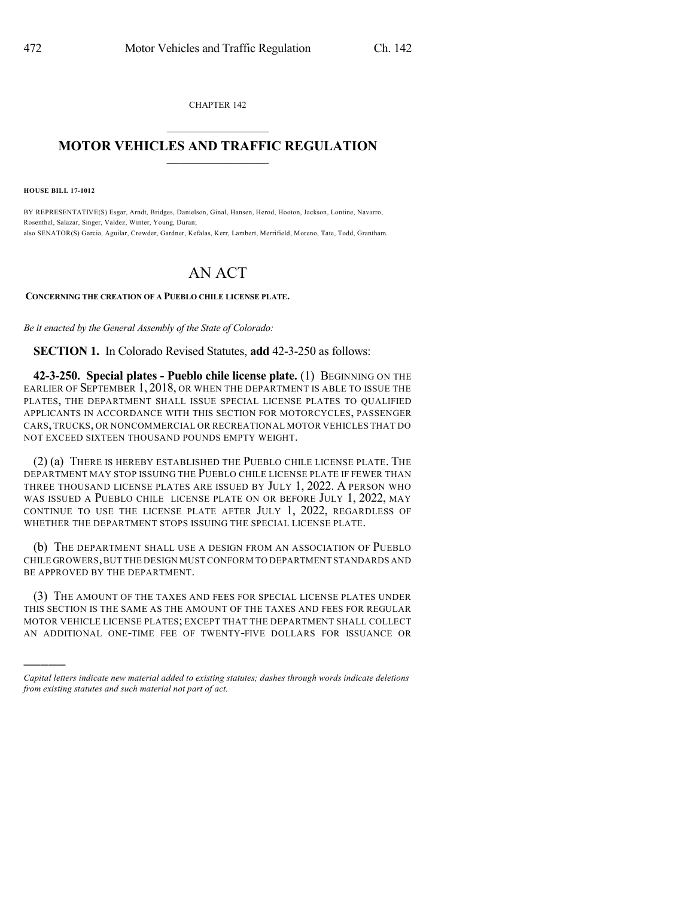CHAPTER 142

# MOTOR VEHICLES AND TRAFFIC REGULATION

**HOUSE BILL 17-1012**

BY REPRESENTATIVE(S) Esgar, Arndt, Bridges, Danielson, Ginal, Hansen, Herod, Hooton, Jackson, Lontine, Navarro, Rosenthal, Salazar, Singer, Valdez, Winter, Young, Duran;
also SENATOR(S) Garcia, Aguilar, Crowder, Gardner, Kefalas, Kerr, Lambert, Merrifield, Moreno, Tate, Todd, Grantham.

# AN ACT

**CONCERNING THE CREATION OF A PUEBLO CHILE LICENSE PLATE.**

*Be it enacted by the General Assembly of the State of Colorado:*

**SECTION 1.** In Colorado Revised Statutes, **add** 42-3-250 as follows:

**42-3-250. Special plates - Pueblo chile license plate.** (1) BEGINNING ON THE EARLIER OF SEPTEMBER 1, 2018, OR WHEN THE DEPARTMENT IS ABLE TO ISSUE THE PLATES, THE DEPARTMENT SHALL ISSUE SPECIAL LICENSE PLATES TO QUALIFIED APPLICANTS IN ACCORDANCE WITH THIS SECTION FOR MOTORCYCLES, PASSENGER CARS, TRUCKS, OR NONCOMMERCIAL OR RECREATIONAL MOTOR VEHICLES THAT DO NOT EXCEED SIXTEEN THOUSAND POUNDS EMPTY WEIGHT.

(2) (a) THERE IS HEREBY ESTABLISHED THE PUEBLO CHILE LICENSE PLATE. THE DEPARTMENT MAY STOP ISSUING THE PUEBLO CHILE LICENSE PLATE IF FEWER THAN THREE THOUSAND LICENSE PLATES ARE ISSUED BY JULY 1, 2022. A PERSON WHO WAS ISSUED A PUEBLO CHILE LICENSE PLATE ON OR BEFORE JULY 1, 2022, MAY CONTINUE TO USE THE LICENSE PLATE AFTER JULY 1, 2022, REGARDLESS OF WHETHER THE DEPARTMENT STOPS ISSUING THE SPECIAL LICENSE PLATE.

(b) THE DEPARTMENT SHALL USE A DESIGN FROM AN ASSOCIATION OF PUEBLO CHILE GROWERS, BUT THE DESIGN MUST CONFORM TO DEPARTMENT STANDARDS AND BE APPROVED BY THE DEPARTMENT.

(3) THE AMOUNT OF THE TAXES AND FEES FOR SPECIAL LICENSE PLATES UNDER THIS SECTION IS THE SAME AS THE AMOUNT OF THE TAXES AND FEES FOR REGULAR MOTOR VEHICLE LICENSE PLATES; EXCEPT THAT THE DEPARTMENT SHALL COLLECT AN ADDITIONAL ONE-TIME FEE OF TWENTY-FIVE DOLLARS FOR ISSUANCE OR

---

*Capital letters indicate new material added to existing statutes; dashes through words indicate deletions from existing statutes and such material not part of act.*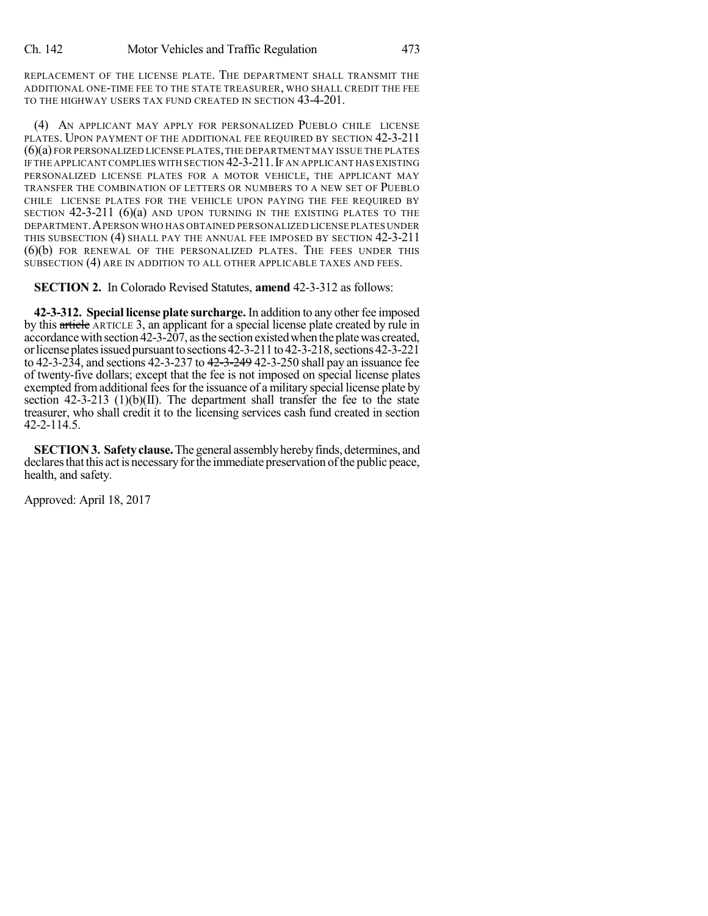REPLACEMENT OF THE LICENSE PLATE. THE DEPARTMENT SHALL TRANSMIT THE ADDITIONAL ONE-TIME FEE TO THE STATE TREASURER, WHO SHALL CREDIT THE FEE TO THE HIGHWAY USERS TAX FUND CREATED IN SECTION 43-4-201.

(4) AN APPLICANT MAY APPLY FOR PERSONALIZED PUEBLO CHILE LICENSE PLATES. UPON PAYMENT OF THE ADDITIONAL FEE REQUIRED BY SECTION 42-3-211 (6)(a) FOR PERSONALIZED LICENSE PLATES, THE DEPARTMENT MAY ISSUE THE PLATES IF THE APPLICANT COMPLIES WITH SECTION 42-3-211. IF AN APPLICANT HAS EXISTING PERSONALIZED LICENSE PLATES FOR A MOTOR VEHICLE, THE APPLICANT MAY TRANSFER THE COMBINATION OF LETTERS OR NUMBERS TO A NEW SET OF PUEBLO CHILE LICENSE PLATES FOR THE VEHICLE UPON PAYING THE FEE REQUIRED BY SECTION 42-3-211 (6)(a) AND UPON TURNING IN THE EXISTING PLATES TO THE DEPARTMENT. A PERSON WHO HAS OBTAINED PERSONALIZED LICENSE PLATES UNDER THIS SUBSECTION (4) SHALL PAY THE ANNUAL FEE IMPOSED BY SECTION 42-3-211 (6)(b) FOR RENEWAL OF THE PERSONALIZED PLATES. THE FEES UNDER THIS SUBSECTION (4) ARE IN ADDITION TO ALL OTHER APPLICABLE TAXES AND FEES.

**SECTION 2.** In Colorado Revised Statutes, **amend** 42-3-312 as follows:

**42-3-312. Special license plate surcharge.** In addition to any other fee imposed by this ~~article~~ ARTICLE 3, an applicant for a special license plate created by rule in accordance with section 42-3-207, as the section existed when the plate was created, or license plates issued pursuant to sections 42-3-211 to 42-3-218, sections 42-3-221 to 42-3-234, and sections 42-3-237 to ~~42-3-249~~ 42-3-250 shall pay an issuance fee of twenty-five dollars; except that the fee is not imposed on special license plates exempted from additional fees for the issuance of a military special license plate by section 42-3-213 (1)(b)(II). The department shall transfer the fee to the state treasurer, who shall credit it to the licensing services cash fund created in section 42-2-114.5.

**SECTION 3. Safety clause.** The general assembly hereby finds, determines, and declares that this act is necessary for the immediate preservation of the public peace, health, and safety.

Approved: April 18, 2017